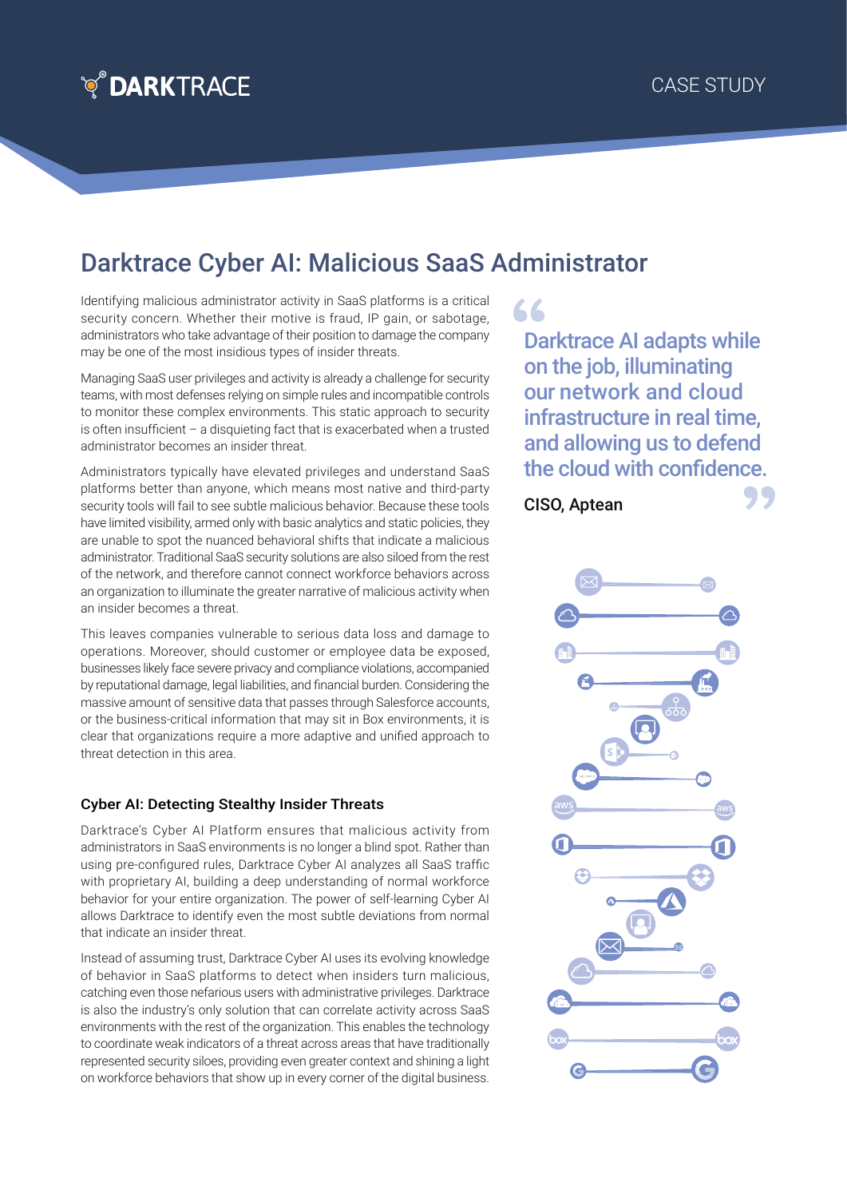DARKTRACE

CASE STUDY

# Darktrace Cyber AI: Malicious SaaS Administrator

Identifying malicious administrator activity in SaaS platforms is a critical security concern. Whether their motive is fraud, IP gain, or sabotage, administrators who take advantage of their position to damage the company may be one of the most insidious types of insider threats.

Managing SaaS user privileges and activity is already a challenge for security teams, with most defenses relying on simple rules and incompatible controls to monitor these complex environments. This static approach to security is often insufficient – a disquieting fact that is exacerbated when a trusted administrator becomes an insider threat.

Administrators typically have elevated privileges and understand SaaS platforms better than anyone, which means most native and third-party security tools will fail to see subtle malicious behavior. Because these tools have limited visibility, armed only with basic analytics and static policies, they are unable to spot the nuanced behavioral shifts that indicate a malicious administrator. Traditional SaaS security solutions are also siloed from the rest of the network, and therefore cannot connect workforce behaviors across an organization to illuminate the greater narrative of malicious activity when an insider becomes a threat.

This leaves companies vulnerable to serious data loss and damage to operations. Moreover, should customer or employee data be exposed, businesses likely face severe privacy and compliance violations, accompanied by reputational damage, legal liabilities, and financial burden. Considering the massive amount of sensitive data that passes through Salesforce accounts, or the business-critical information that may sit in Box environments, it is clear that organizations require a more adaptive and unified approach to threat detection in this area.

## Cyber AI: Detecting Stealthy Insider Threats

Darktrace's Cyber AI Platform ensures that malicious activity from administrators in SaaS environments is no longer a blind spot. Rather than using pre-configured rules, Darktrace Cyber AI analyzes all SaaS traffic with proprietary AI, building a deep understanding of normal workforce behavior for your entire organization. The power of self-learning Cyber AI allows Darktrace to identify even the most subtle deviations from normal that indicate an insider threat.

Instead of assuming trust, Darktrace Cyber AI uses its evolving knowledge of behavior in SaaS platforms to detect when insiders turn malicious, catching even those nefarious users with administrative privileges. Darktrace is also the industry's only solution that can correlate activity across SaaS environments with the rest of the organization. This enables the technology to coordinate weak indicators of a threat across areas that have traditionally represented security siloes, providing even greater context and shining a light on workforce behaviors that show up in every corner of the digital business.

> "Darktrace AI adapts while on the job, illuminating our network and cloud infrastructure in real time, and allowing us to defend the cloud with confidence."
>
> CISO, Aptean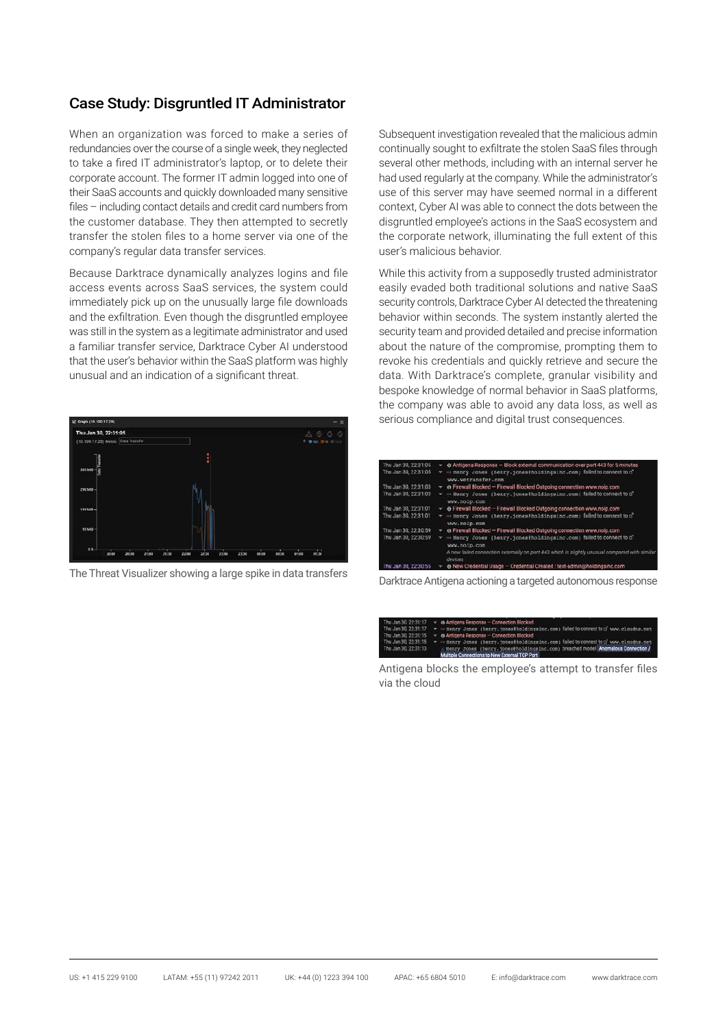## Case Study: Disgruntled IT Administrator

When an organization was forced to make a series of redundancies over the course of a single week, they neglected to take a fired IT administrator's laptop, or to delete their corporate account. The former IT admin logged into one of their SaaS accounts and quickly downloaded many sensitive files – including contact details and credit card numbers from the customer database. They then attempted to secretly transfer the stolen files to a home server via one of the company's regular data transfer services.

Because Darktrace dynamically analyzes logins and file access events across SaaS services, the system could immediately pick up on the unusually large file downloads and the exfiltration. Even though the disgruntled employee was still in the system as a legitimate administrator and used a familiar transfer service, Darktrace Cyber AI understood that the user's behavior within the SaaS platform was highly unusual and an indication of a significant threat.

The Threat Visualizer showing a large spike in data transfers

Subsequent investigation revealed that the malicious admin continually sought to exfiltrate the stolen SaaS files through several other methods, including with an internal server he had used regularly at the company. While the administrator's use of this server may have seemed normal in a different context, Cyber AI was able to connect the dots between the disgruntled employee's actions in the SaaS ecosystem and the corporate network, illuminating the full extent of this user's malicious behavior.

While this activity from a supposedly trusted administrator easily evaded both traditional solutions and native SaaS security controls, Darktrace Cyber AI detected the threatening behavior within seconds. The system instantly alerted the security team and provided detailed and precise information about the nature of the compromise, prompting them to revoke his credentials and quickly retrieve and secure the data. With Darktrace's complete, granular visibility and bespoke knowledge of normal behavior in SaaS platforms, the company was able to avoid any data loss, as well as serious compliance and digital trust consequences.

Darktrace Antigena actioning a targeted autonomous response

Antigena blocks the employee's attempt to transfer files via the cloud